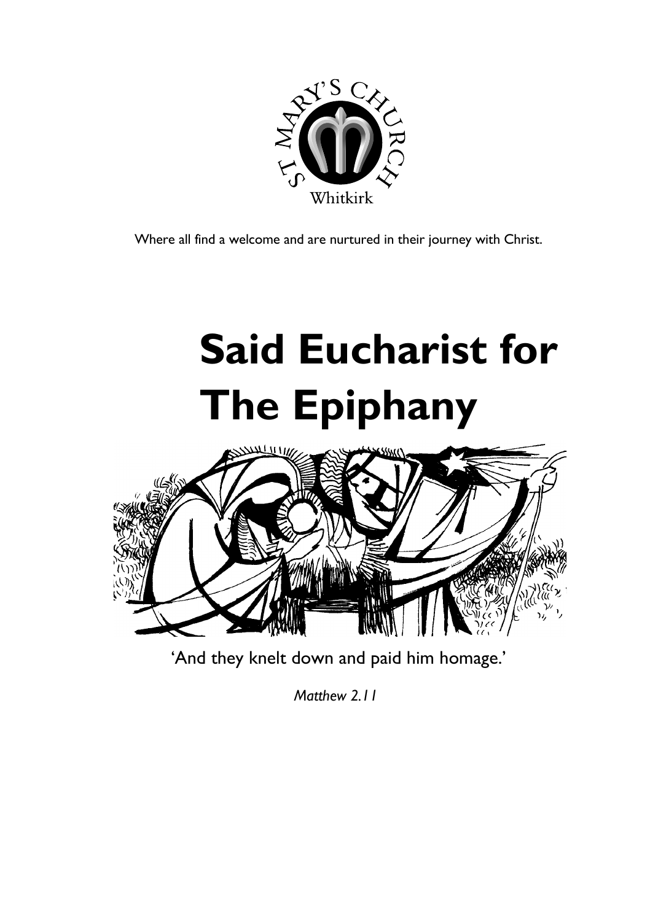ST MARY'S CHURCH

Whitkirk

Where all find a welcome and are nurtured in their journey with Christ.

# Said Eucharist for The Epiphany

'And they knelt down and paid him homage.'

*Matthew 2.11*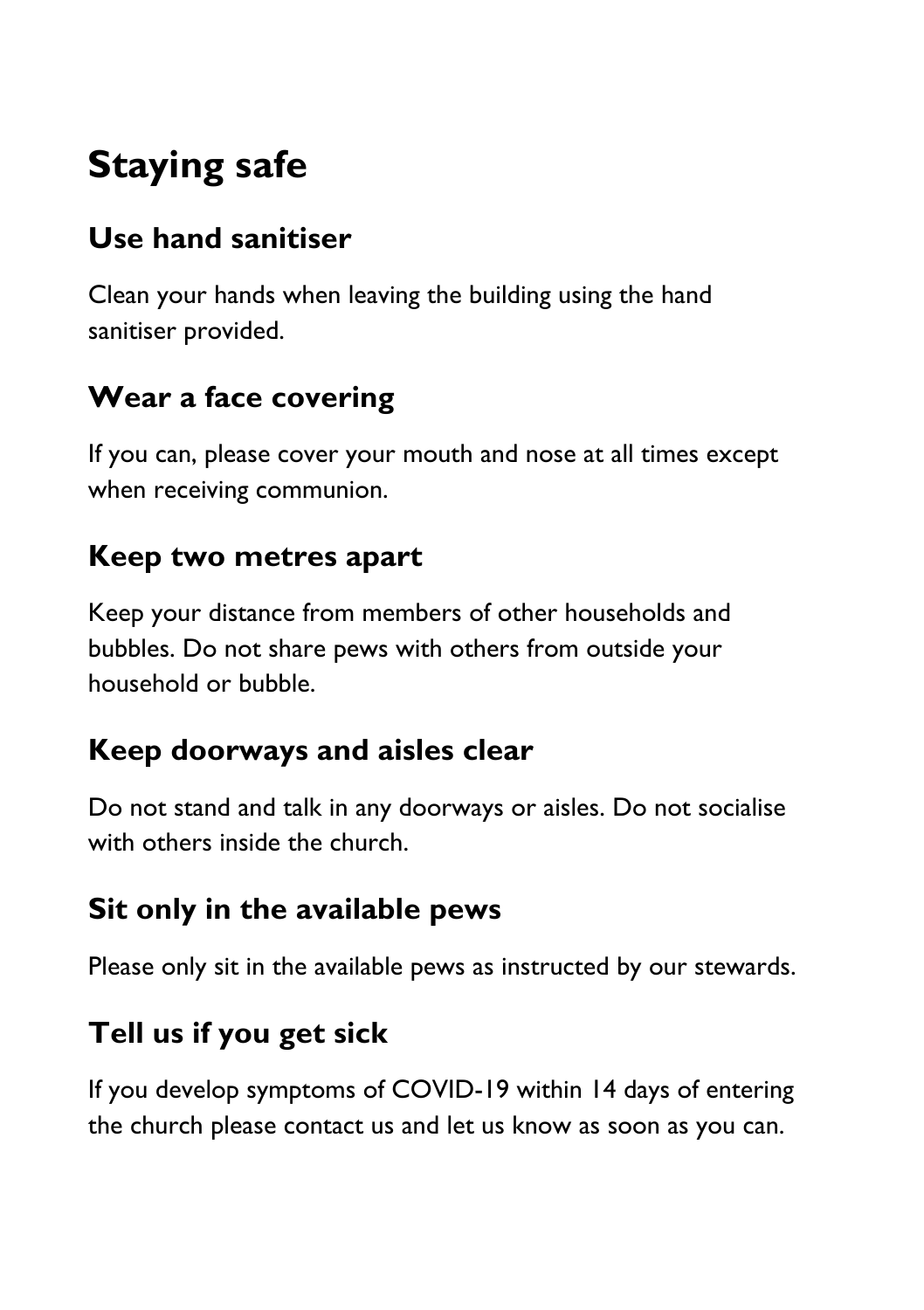# Staying safe

## Use hand sanitiser

Clean your hands when leaving the building using the hand sanitiser provided.

## Wear a face covering

If you can, please cover your mouth and nose at all times except when receiving communion.

## Keep two metres apart

Keep your distance from members of other households and bubbles. Do not share pews with others from outside your household or bubble.

## Keep doorways and aisles clear

Do not stand and talk in any doorways or aisles. Do not socialise with others inside the church.

## Sit only in the available pews

Please only sit in the available pews as instructed by our stewards.

## Tell us if you get sick

If you develop symptoms of COVID-19 within 14 days of entering the church please contact us and let us know as soon as you can.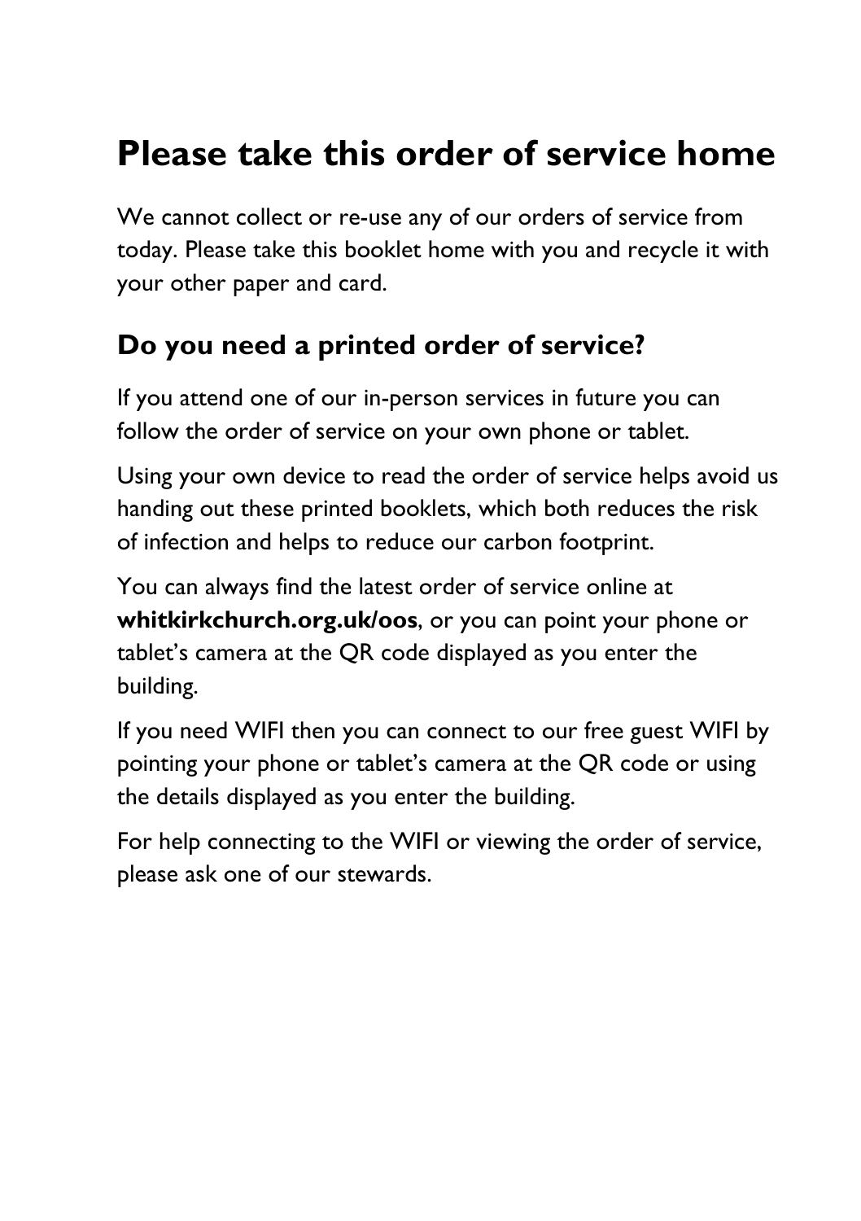# Please take this order of service home

We cannot collect or re-use any of our orders of service from today. Please take this booklet home with you and recycle it with your other paper and card.

## Do you need a printed order of service?

If you attend one of our in-person services in future you can follow the order of service on your own phone or tablet.

Using your own device to read the order of service helps avoid us handing out these printed booklets, which both reduces the risk of infection and helps to reduce our carbon footprint.

You can always find the latest order of service online at **whitkirkchurch.org.uk/oos**, or you can point your phone or tablet's camera at the QR code displayed as you enter the building.

If you need WIFI then you can connect to our free guest WIFI by pointing your phone or tablet's camera at the QR code or using the details displayed as you enter the building.

For help connecting to the WIFI or viewing the order of service, please ask one of our stewards.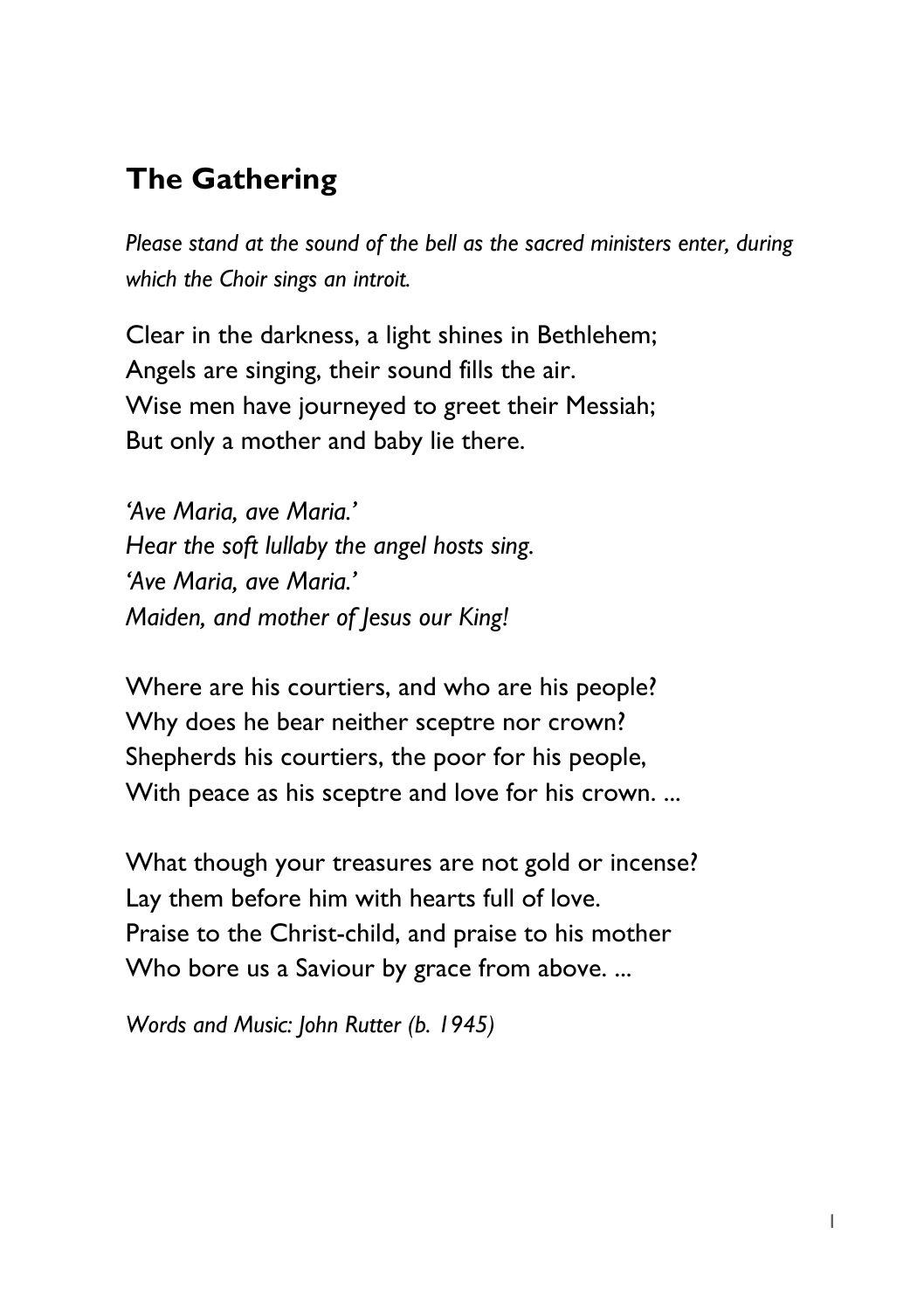## The Gathering

*Please stand at the sound of the bell as the sacred ministers enter, during which the Choir sings an introit.*

Clear in the darkness, a light shines in Bethlehem;
Angels are singing, their sound fills the air.
Wise men have journeyed to greet their Messiah;
But only a mother and baby lie there.

*'Ave Maria, ave Maria.'*
*Hear the soft lullaby the angel hosts sing.*
*'Ave Maria, ave Maria.'*
*Maiden, and mother of Jesus our King!*

Where are his courtiers, and who are his people?
Why does he bear neither sceptre nor crown?
Shepherds his courtiers, the poor for his people,
With peace as his sceptre and love for his crown. ...

What though your treasures are not gold or incense?
Lay them before him with hearts full of love.
Praise to the Christ-child, and praise to his mother
Who bore us a Saviour by grace from above. ...

*Words and Music: John Rutter (b. 1945)*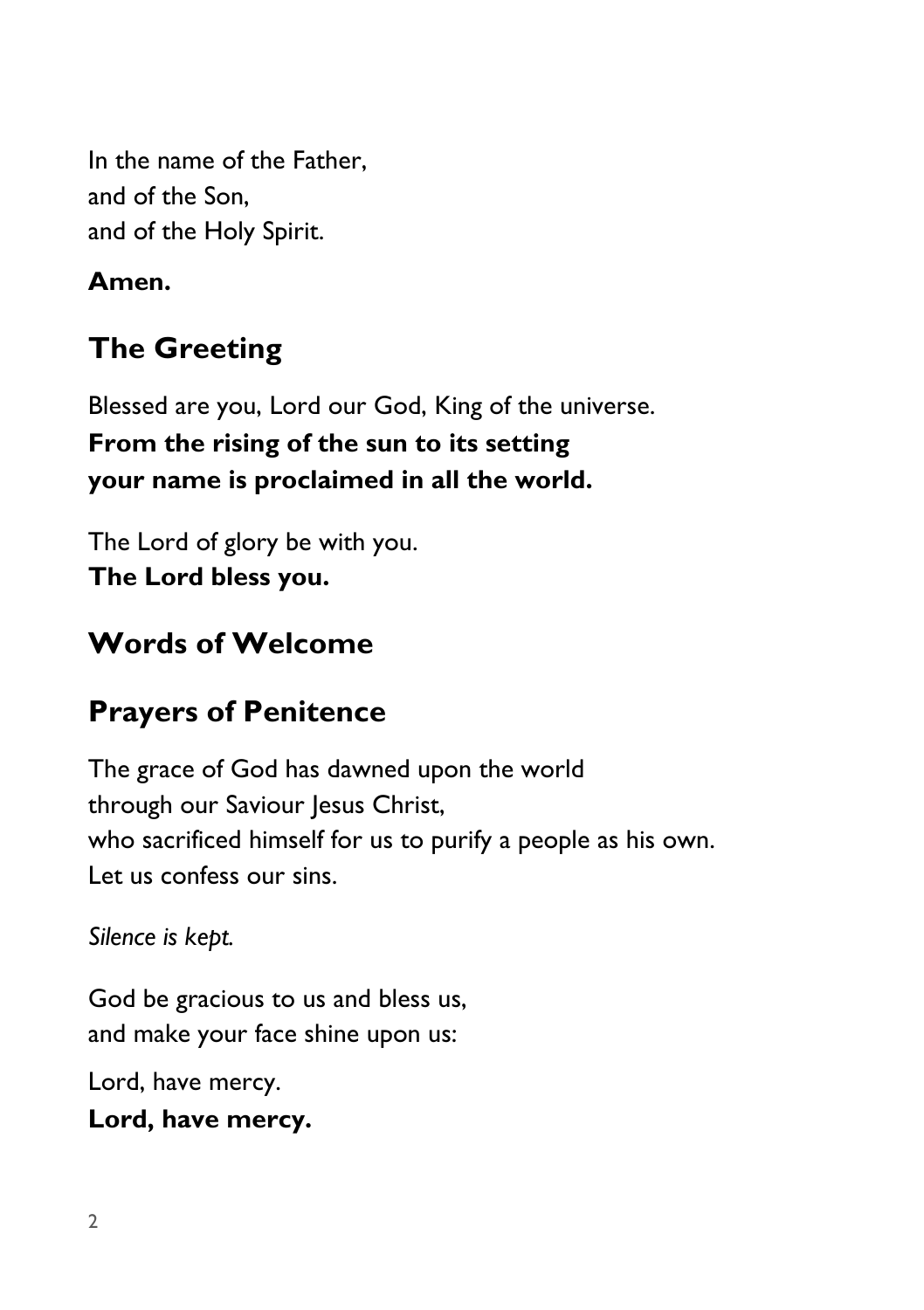In the name of the Father,  
and of the Son,  
and of the Holy Spirit.

**Amen.**

## The Greeting

Blessed are you, Lord our God, King of the universe.  
**From the rising of the sun to its setting**  
**your name is proclaimed in all the world.**

The Lord of glory be with you.  
**The Lord bless you.**

## Words of Welcome

## Prayers of Penitence

The grace of God has dawned upon the world  
through our Saviour Jesus Christ,  
who sacrificed himself for us to purify a people as his own.  
Let us confess our sins.

*Silence is kept.*

God be gracious to us and bless us,  
and make your face shine upon us:

Lord, have mercy.  
**Lord, have mercy.**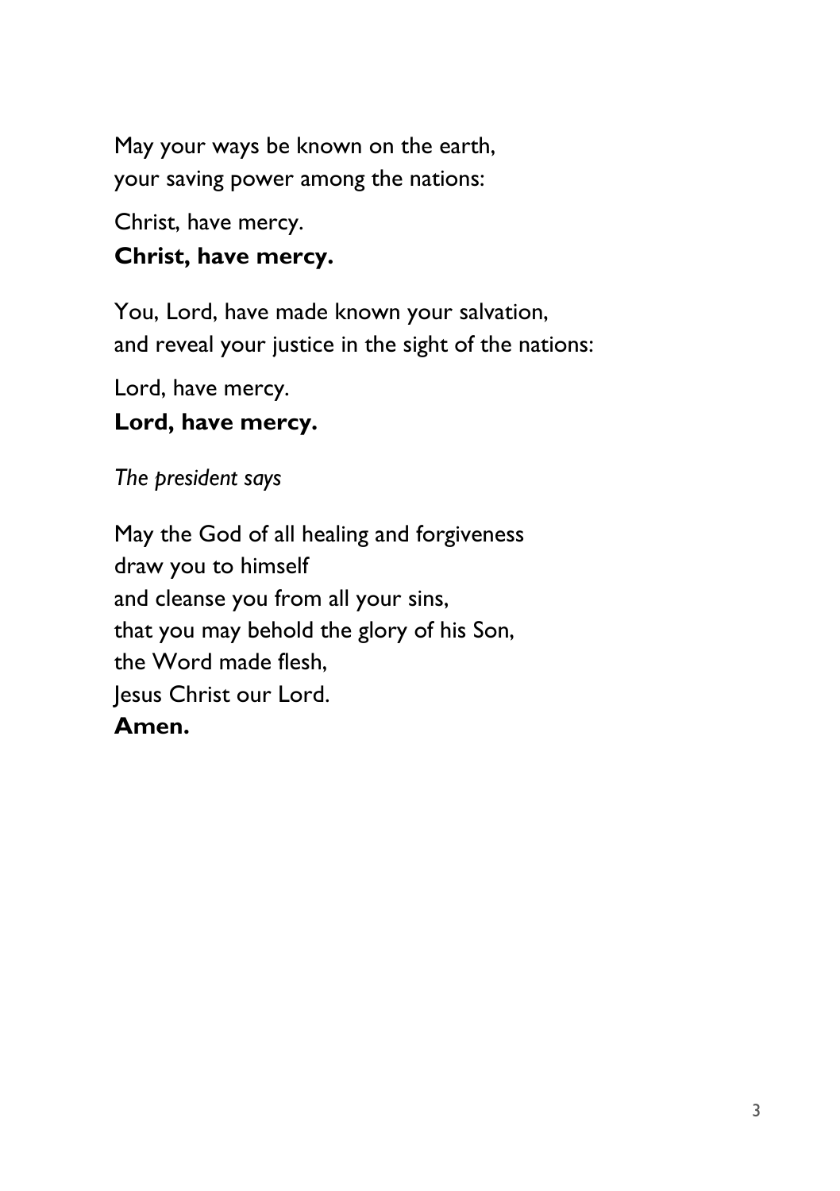May your ways be known on the earth,
your saving power among the nations:

Christ, have mercy.
**Christ, have mercy.**

You, Lord, have made known your salvation,
and reveal your justice in the sight of the nations:

Lord, have mercy.
**Lord, have mercy.**

*The president says*

May the God of all healing and forgiveness
draw you to himself
and cleanse you from all your sins,
that you may behold the glory of his Son,
the Word made flesh,
Jesus Christ our Lord.
**Amen.**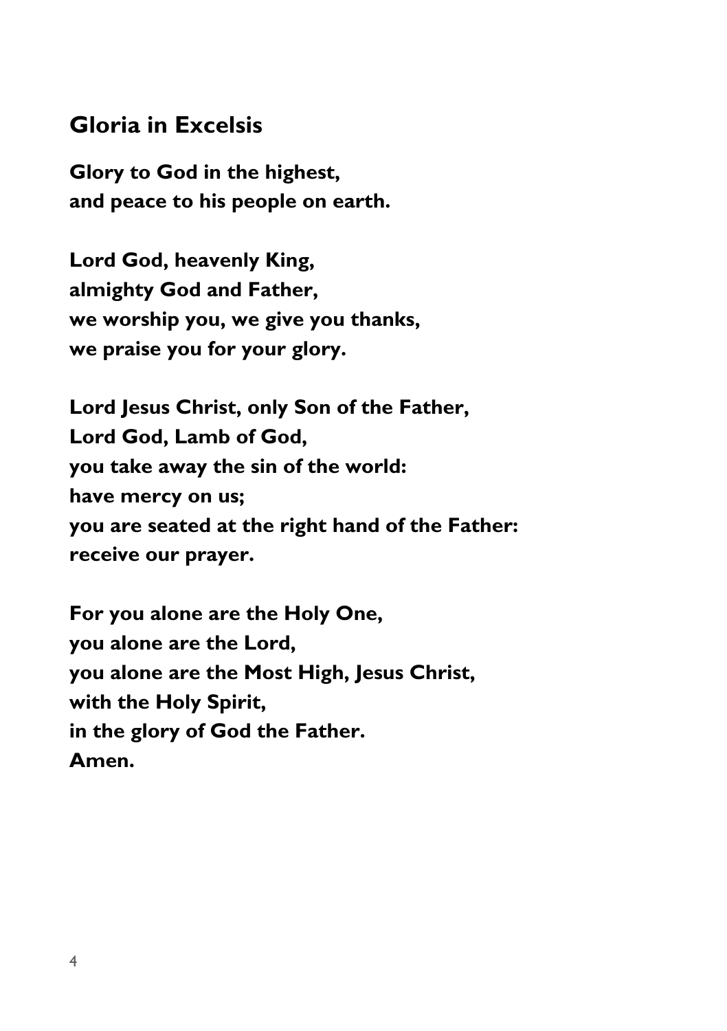## Gloria in Excelsis

**Glory to God in the highest,**
**and peace to his people on earth.**

**Lord God, heavenly King,**
**almighty God and Father,**
**we worship you, we give you thanks,**
**we praise you for your glory.**

**Lord Jesus Christ, only Son of the Father,**
**Lord God, Lamb of God,**
**you take away the sin of the world:**
**have mercy on us;**
**you are seated at the right hand of the Father:**
**receive our prayer.**

**For you alone are the Holy One,**
**you alone are the Lord,**
**you alone are the Most High, Jesus Christ,**
**with the Holy Spirit,**
**in the glory of God the Father.**
**Amen.**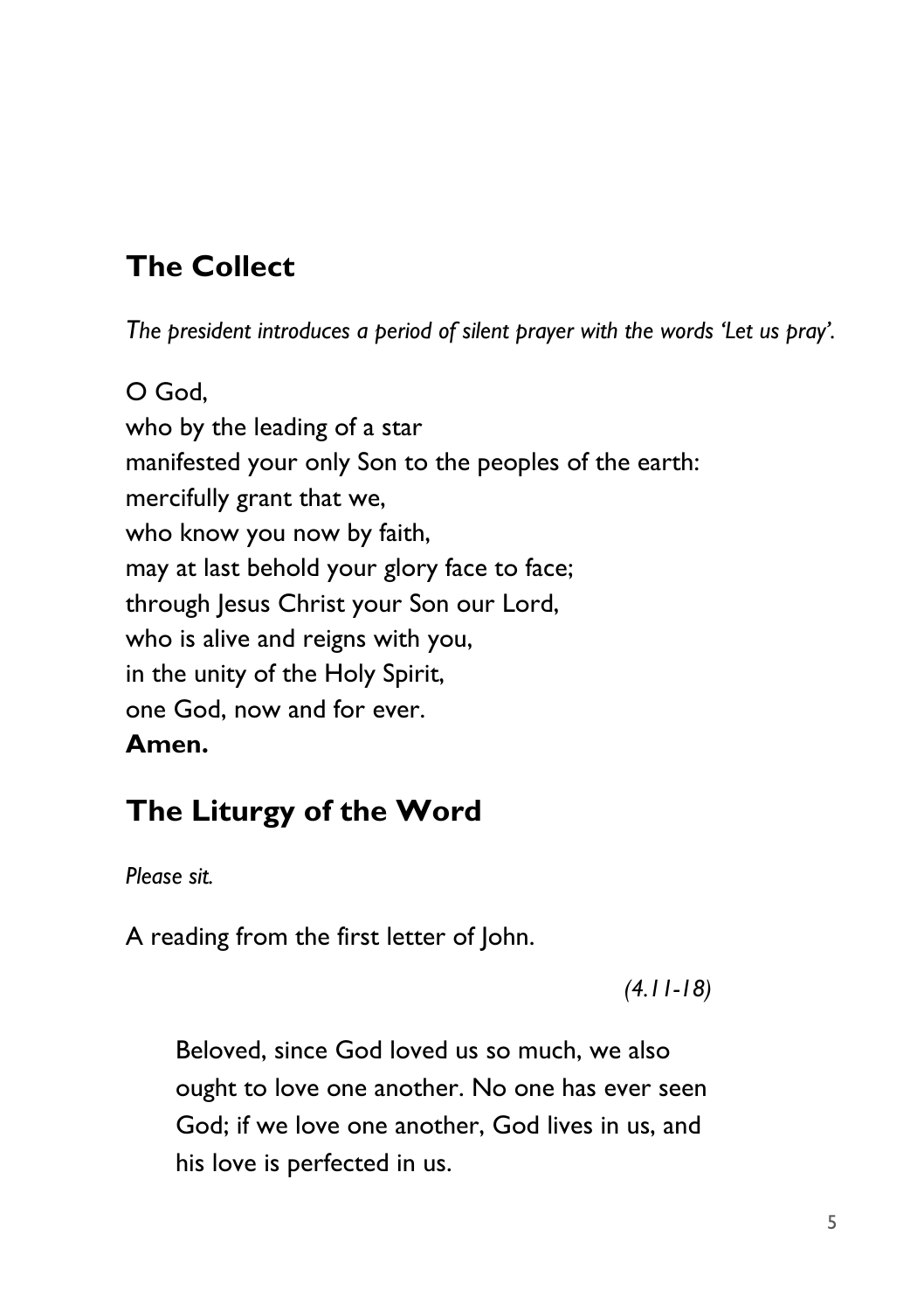## The Collect

*The president introduces a period of silent prayer with the words 'Let us pray'.*

O God,
who by the leading of a star
manifested your only Son to the peoples of the earth:
mercifully grant that we,
who know you now by faith,
may at last behold your glory face to face;
through Jesus Christ your Son our Lord,
who is alive and reigns with you,
in the unity of the Holy Spirit,
one God, now and for ever.
**Amen.**

## The Liturgy of the Word

*Please sit.*

A reading from the first letter of John.

*(4.11-18)*

> Beloved, since God loved us so much, we also ought to love one another. No one has ever seen God; if we love one another, God lives in us, and his love is perfected in us.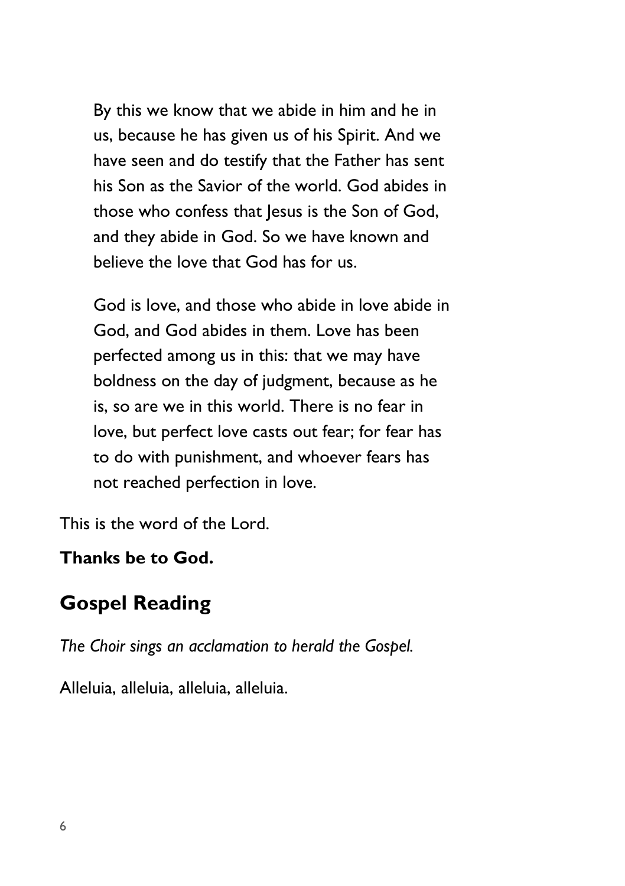By this we know that we abide in him and he in us, because he has given us of his Spirit. And we have seen and do testify that the Father has sent his Son as the Savior of the world. God abides in those who confess that Jesus is the Son of God, and they abide in God. So we have known and believe the love that God has for us.

God is love, and those who abide in love abide in God, and God abides in them. Love has been perfected among us in this: that we may have boldness on the day of judgment, because as he is, so are we in this world. There is no fear in love, but perfect love casts out fear; for fear has to do with punishment, and whoever fears has not reached perfection in love.

This is the word of the Lord.

**Thanks be to God.**

## Gospel Reading

*The Choir sings an acclamation to herald the Gospel.*

Alleluia, alleluia, alleluia, alleluia.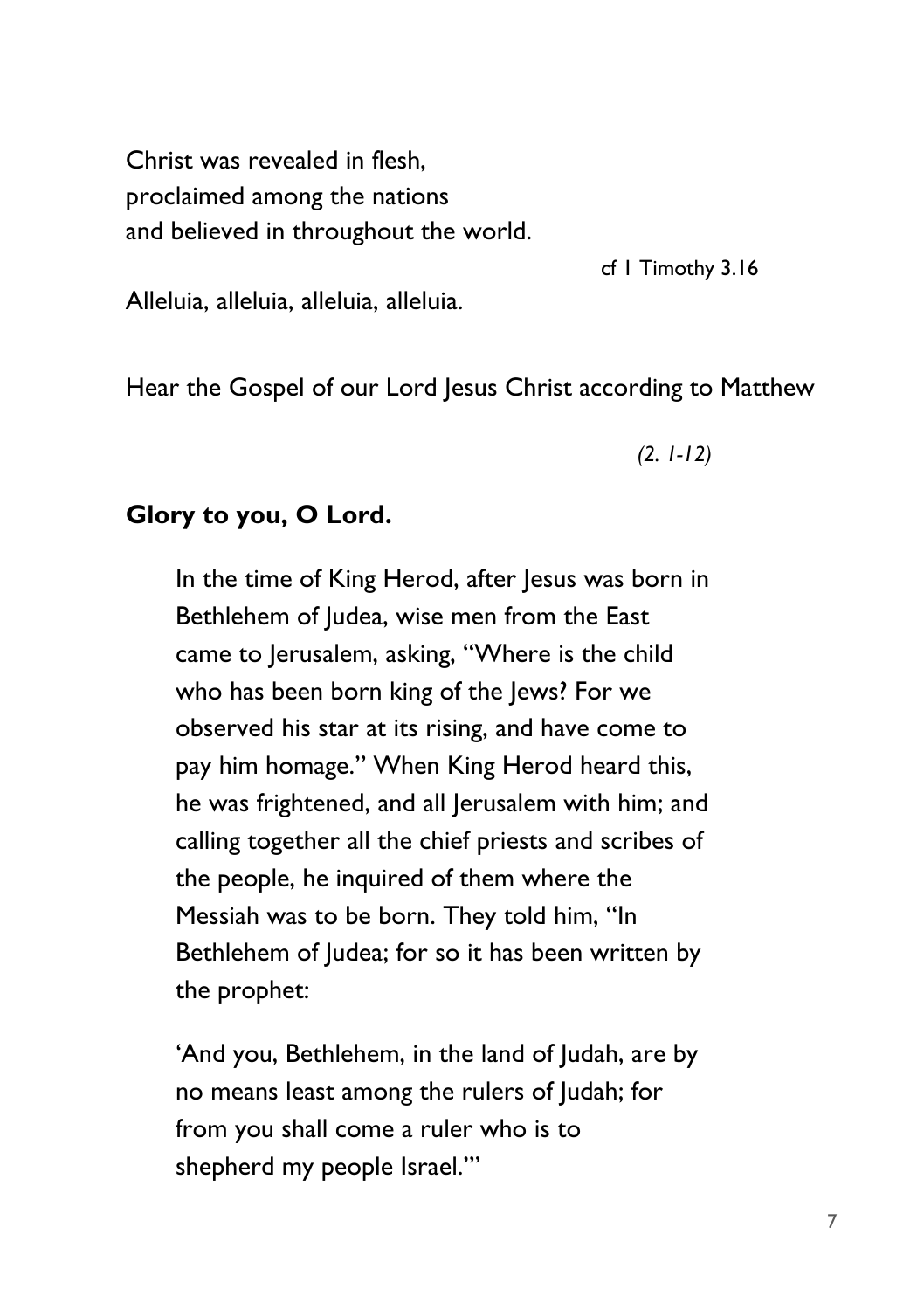Christ was revealed in flesh,
proclaimed among the nations
and believed in throughout the world.

cf 1 Timothy 3.16

Alleluia, alleluia, alleluia, alleluia.

Hear the Gospel of our Lord Jesus Christ according to Matthew

*(2. 1-12)*

**Glory to you, O Lord.**

In the time of King Herod, after Jesus was born in Bethlehem of Judea, wise men from the East came to Jerusalem, asking, "Where is the child who has been born king of the Jews? For we observed his star at its rising, and have come to pay him homage." When King Herod heard this, he was frightened, and all Jerusalem with him; and calling together all the chief priests and scribes of the people, he inquired of them where the Messiah was to be born. They told him, "In Bethlehem of Judea; for so it has been written by the prophet:

'And you, Bethlehem, in the land of Judah, are by no means least among the rulers of Judah; for from you shall come a ruler who is to shepherd my people Israel.'"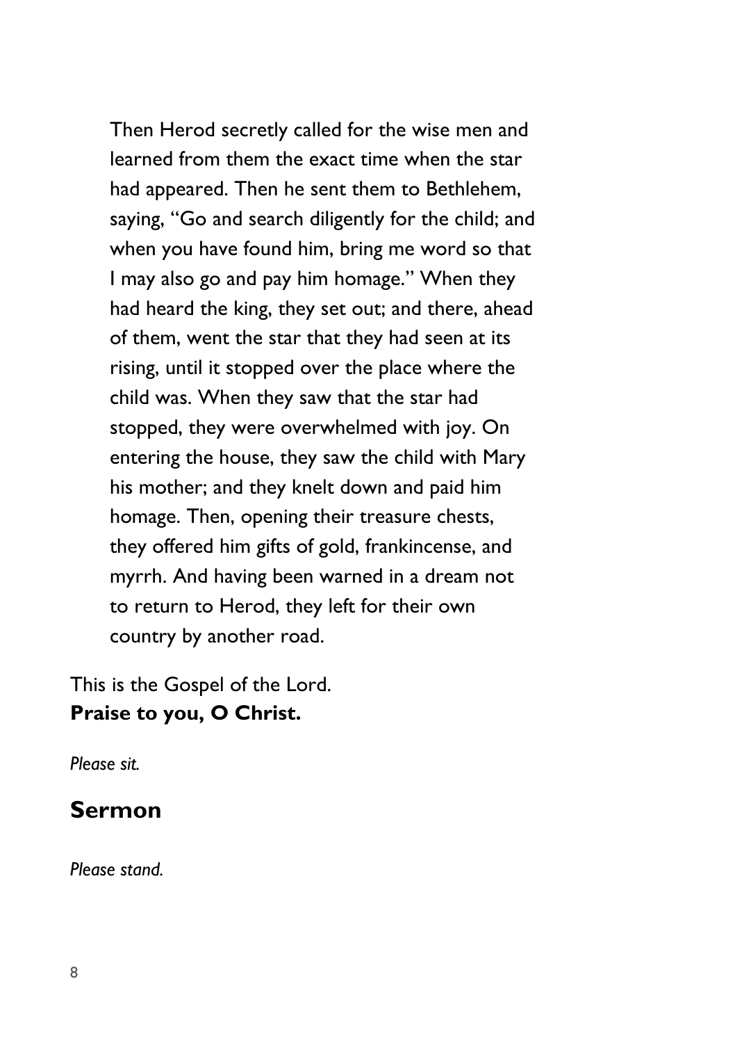Then Herod secretly called for the wise men and learned from them the exact time when the star had appeared. Then he sent them to Bethlehem, saying, "Go and search diligently for the child; and when you have found him, bring me word so that I may also go and pay him homage." When they had heard the king, they set out; and there, ahead of them, went the star that they had seen at its rising, until it stopped over the place where the child was. When they saw that the star had stopped, they were overwhelmed with joy. On entering the house, they saw the child with Mary his mother; and they knelt down and paid him homage. Then, opening their treasure chests, they offered him gifts of gold, frankincense, and myrrh. And having been warned in a dream not to return to Herod, they left for their own country by another road.

This is the Gospel of the Lord.
**Praise to you, O Christ.**

*Please sit.*

## Sermon

*Please stand.*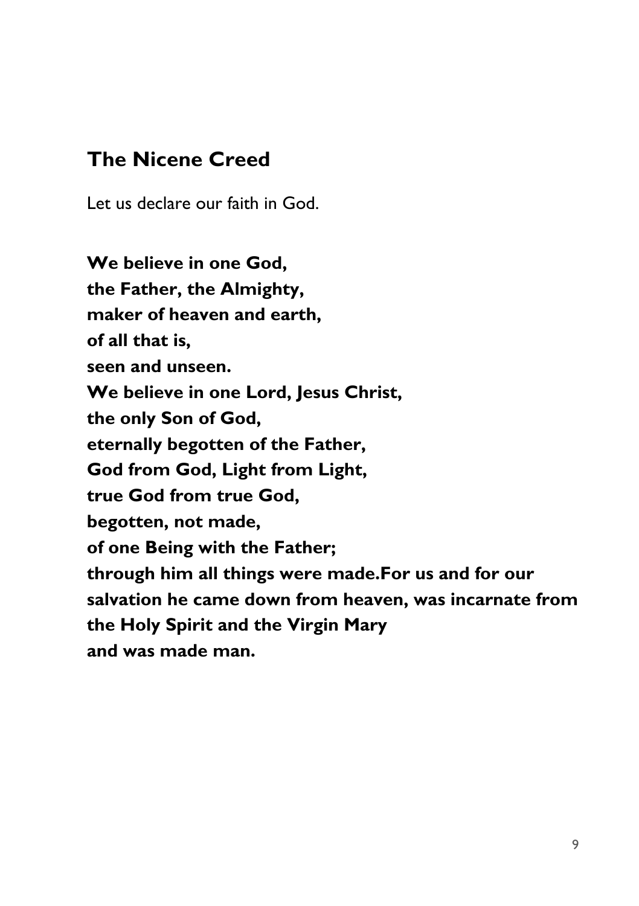## The Nicene Creed

Let us declare our faith in God.

**We believe in one God,**
**the Father, the Almighty,**
**maker of heaven and earth,**
**of all that is,**
**seen and unseen.**
**We believe in one Lord, Jesus Christ,**
**the only Son of God,**
**eternally begotten of the Father,**
**God from God, Light from Light,**
**true God from true God,**
**begotten, not made,**
**of one Being with the Father;**
**through him all things were made.For us and for our salvation he came down from heaven, was incarnate from the Holy Spirit and the Virgin Mary**
**and was made man.**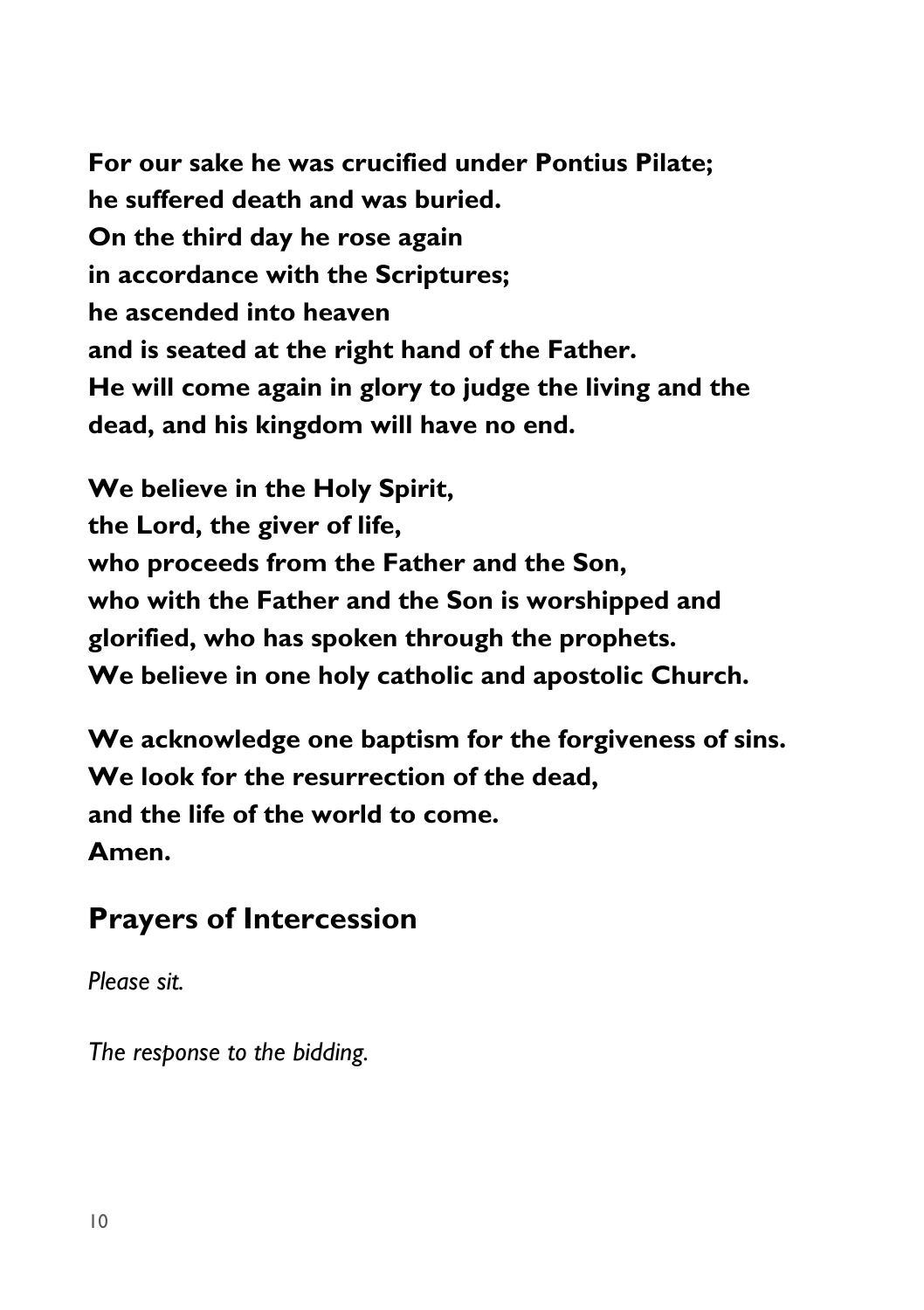**For our sake he was crucified under Pontius Pilate;**
**he suffered death and was buried.**
**On the third day he rose again**
**in accordance with the Scriptures;**
**he ascended into heaven**
**and is seated at the right hand of the Father.**
**He will come again in glory to judge the living and the dead, and his kingdom will have no end.**

**We believe in the Holy Spirit,**
**the Lord, the giver of life,**
**who proceeds from the Father and the Son,**
**who with the Father and the Son is worshipped and glorified, who has spoken through the prophets.**
**We believe in one holy catholic and apostolic Church.**

**We acknowledge one baptism for the forgiveness of sins.**
**We look for the resurrection of the dead,**
**and the life of the world to come.**
**Amen.**

## Prayers of Intercession

*Please sit.*

*The response to the bidding.*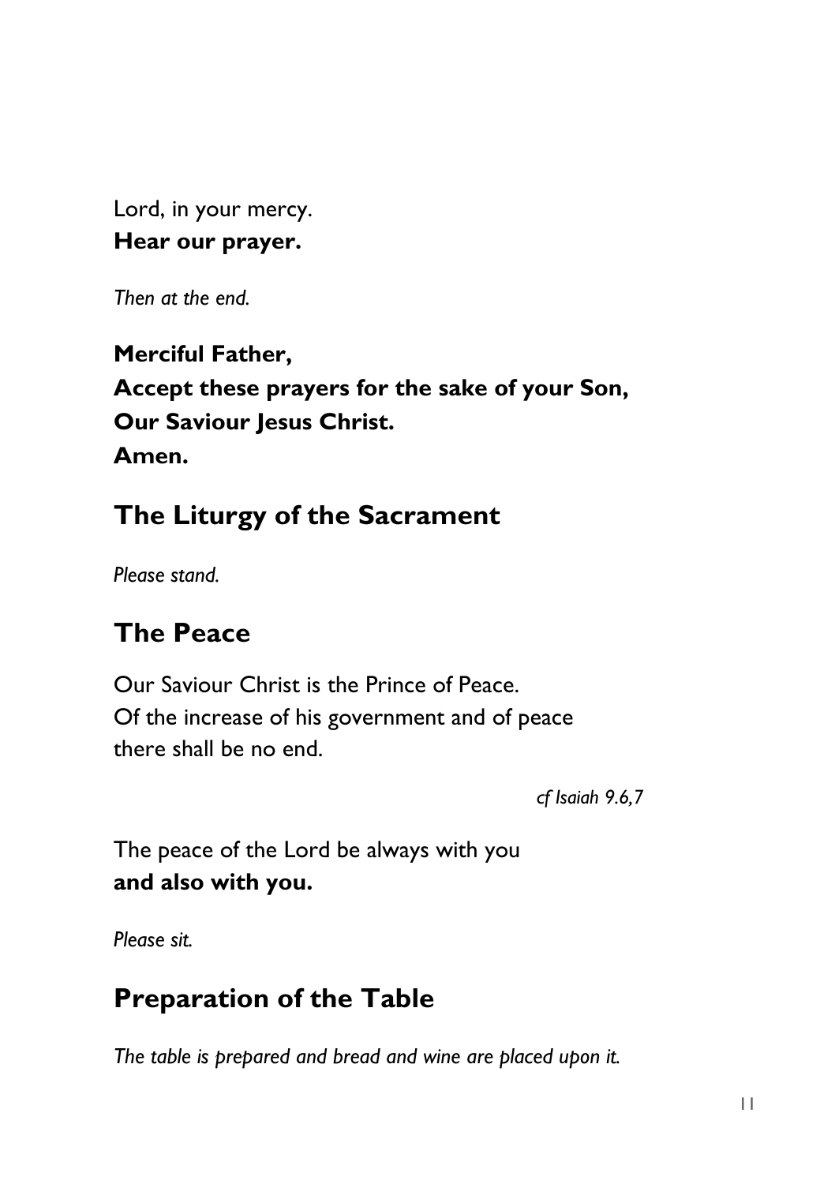Lord, in your mercy.
**Hear our prayer.**

*Then at the end.*

**Merciful Father,**
**Accept these prayers for the sake of your Son,**
**Our Saviour Jesus Christ.**
**Amen.**

## The Liturgy of the Sacrament

*Please stand.*

## The Peace

Our Saviour Christ is the Prince of Peace.
Of the increase of his government and of peace
there shall be no end.

*cf Isaiah 9.6,7*

The peace of the Lord be always with you
**and also with you.**

*Please sit.*

## Preparation of the Table

*The table is prepared and bread and wine are placed upon it.*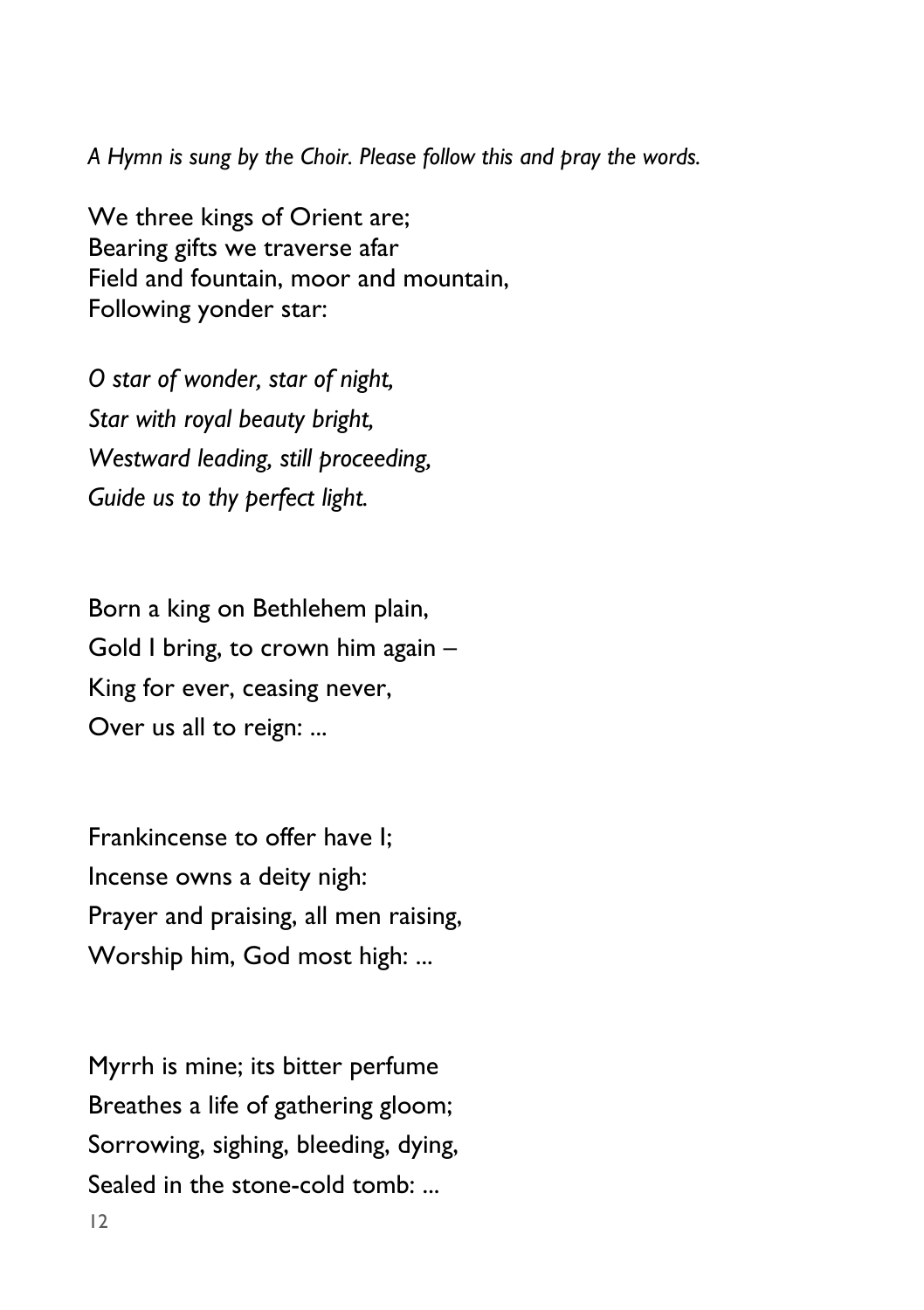*A Hymn is sung by the Choir. Please follow this and pray the words.*

We three kings of Orient are;
Bearing gifts we traverse afar
Field and fountain, moor and mountain,
Following yonder star:

*O star of wonder, star of night,*
*Star with royal beauty bright,*
*Westward leading, still proceeding,*
*Guide us to thy perfect light.*

Born a king on Bethlehem plain,
Gold I bring, to crown him again –
King for ever, ceasing never,
Over us all to reign: ...

Frankincense to offer have I;
Incense owns a deity nigh:
Prayer and praising, all men raising,
Worship him, God most high: ...

Myrrh is mine; its bitter perfume
Breathes a life of gathering gloom;
Sorrowing, sighing, bleeding, dying,
Sealed in the stone-cold tomb: ...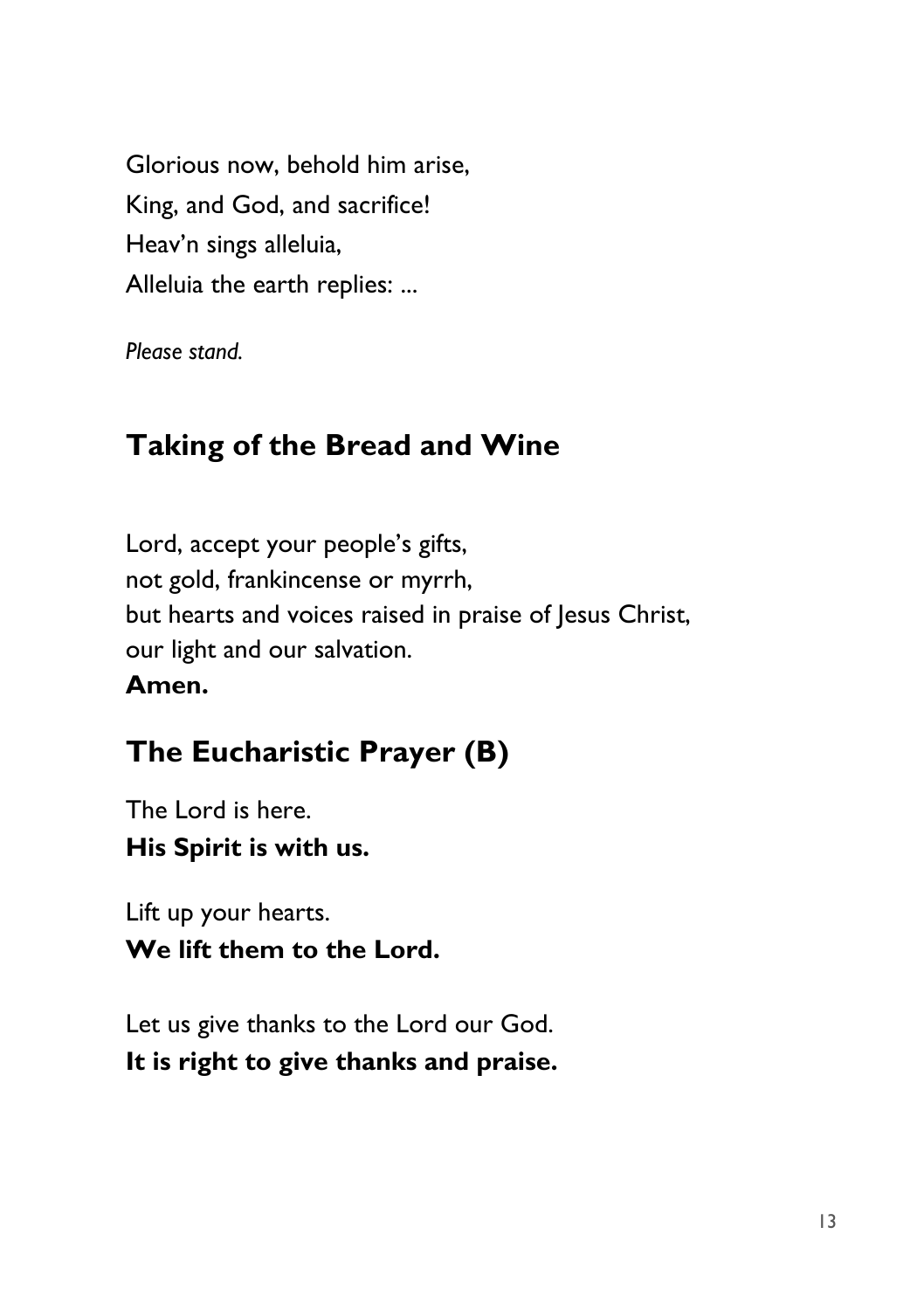Glorious now, behold him arise,
King, and God, and sacrifice!
Heav'n sings alleluia,
Alleluia the earth replies: ...

*Please stand.*

## Taking of the Bread and Wine

Lord, accept your people's gifts,
not gold, frankincense or myrrh,
but hearts and voices raised in praise of Jesus Christ,
our light and our salvation.
**Amen.**

## The Eucharistic Prayer (B)

The Lord is here.
**His Spirit is with us.**

Lift up your hearts.
**We lift them to the Lord.**

Let us give thanks to the Lord our God.
**It is right to give thanks and praise.**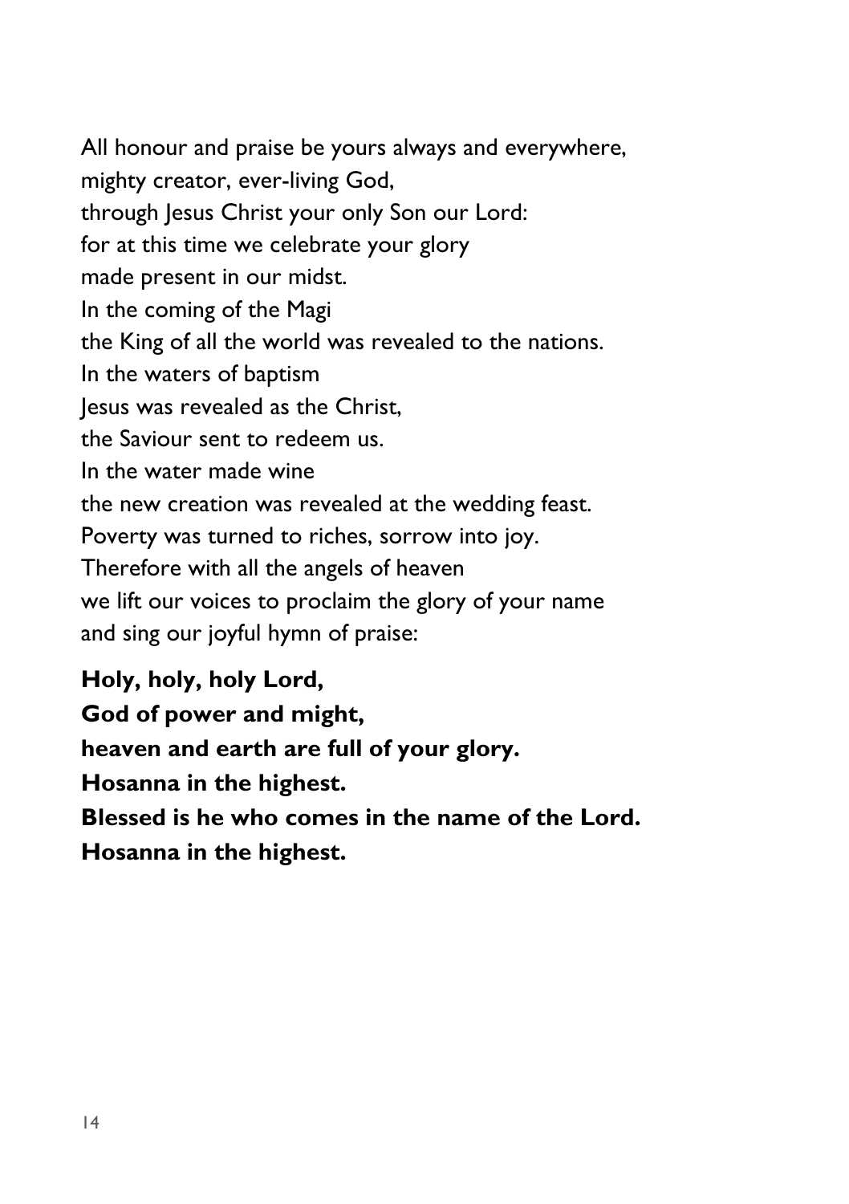All honour and praise be yours always and everywhere,
mighty creator, ever-living God,
through Jesus Christ your only Son our Lord:
for at this time we celebrate your glory
made present in our midst.
In the coming of the Magi
the King of all the world was revealed to the nations.
In the waters of baptism
Jesus was revealed as the Christ,
the Saviour sent to redeem us.
In the water made wine
the new creation was revealed at the wedding feast.
Poverty was turned to riches, sorrow into joy.
Therefore with all the angels of heaven
we lift our voices to proclaim the glory of your name
and sing our joyful hymn of praise:

**Holy, holy, holy Lord,**
**God of power and might,**
**heaven and earth are full of your glory.**
**Hosanna in the highest.**
**Blessed is he who comes in the name of the Lord.**
**Hosanna in the highest.**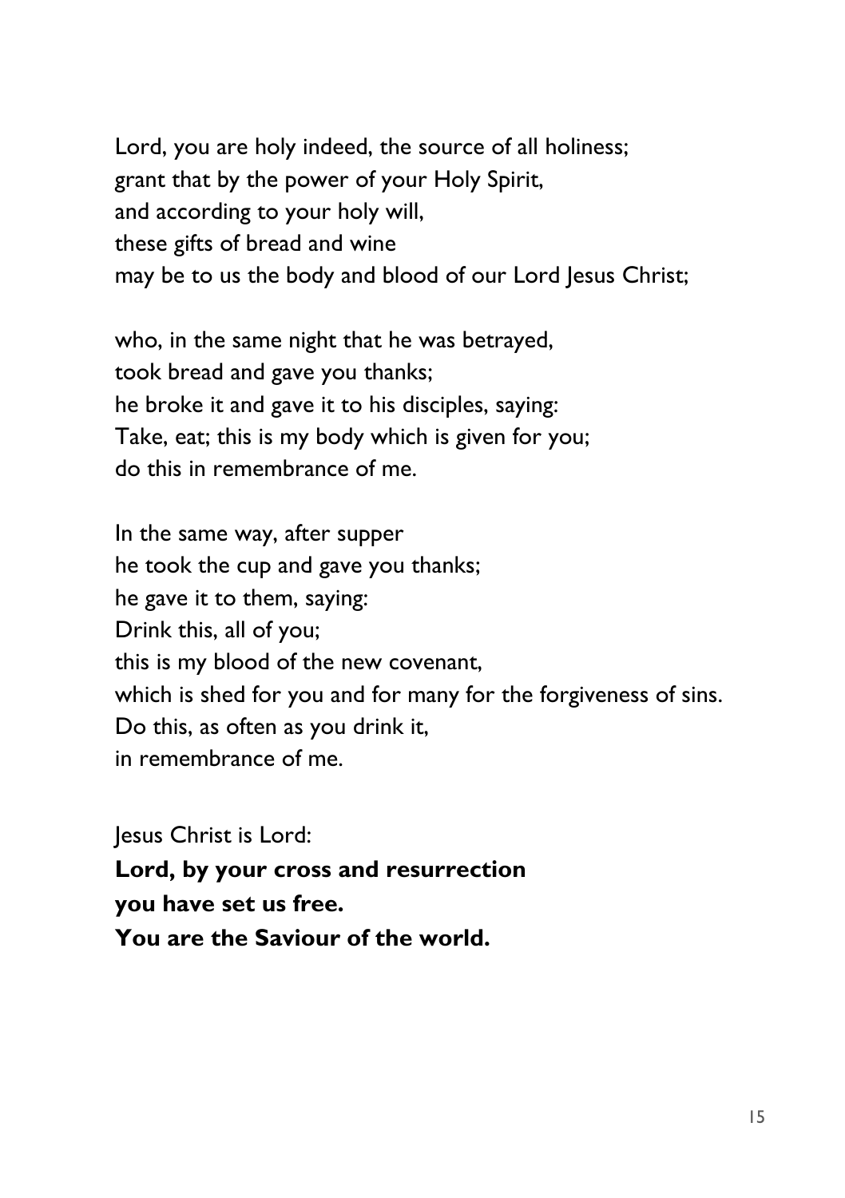Lord, you are holy indeed, the source of all holiness;
grant that by the power of your Holy Spirit,
and according to your holy will,
these gifts of bread and wine
may be to us the body and blood of our Lord Jesus Christ;

who, in the same night that he was betrayed,
took bread and gave you thanks;
he broke it and gave it to his disciples, saying:
Take, eat; this is my body which is given for you;
do this in remembrance of me.

In the same way, after supper
he took the cup and gave you thanks;
he gave it to them, saying:
Drink this, all of you;
this is my blood of the new covenant,
which is shed for you and for many for the forgiveness of sins.
Do this, as often as you drink it,
in remembrance of me.

Jesus Christ is Lord:
**Lord, by your cross and resurrection**
**you have set us free.**
**You are the Saviour of the world.**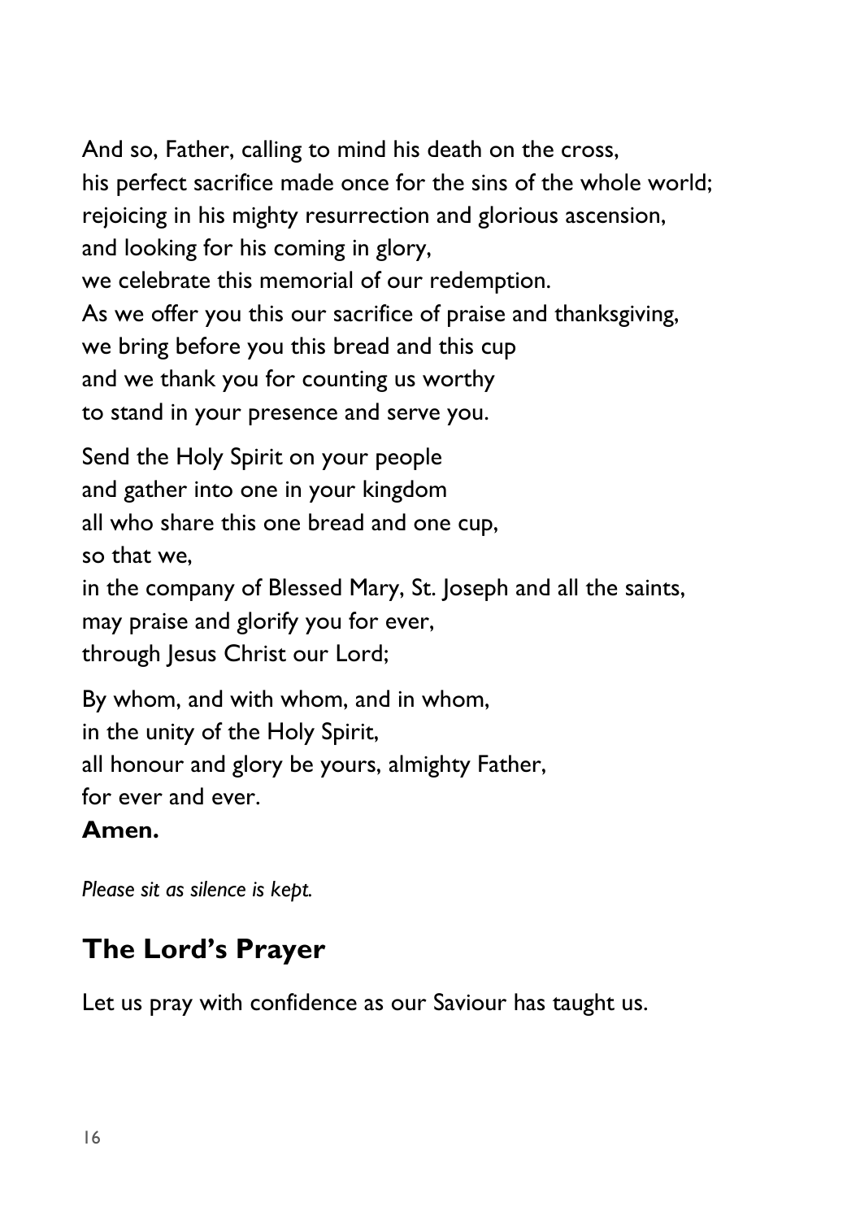And so, Father, calling to mind his death on the cross,
his perfect sacrifice made once for the sins of the whole world;
rejoicing in his mighty resurrection and glorious ascension,
and looking for his coming in glory,
we celebrate this memorial of our redemption.
As we offer you this our sacrifice of praise and thanksgiving,
we bring before you this bread and this cup
and we thank you for counting us worthy
to stand in your presence and serve you.

Send the Holy Spirit on your people
and gather into one in your kingdom
all who share this one bread and one cup,
so that we,
in the company of Blessed Mary, St. Joseph and all the saints,
may praise and glorify you for ever,
through Jesus Christ our Lord;

By whom, and with whom, and in whom,
in the unity of the Holy Spirit,
all honour and glory be yours, almighty Father,
for ever and ever.
**Amen.**

*Please sit as silence is kept.*

## The Lord's Prayer

Let us pray with confidence as our Saviour has taught us.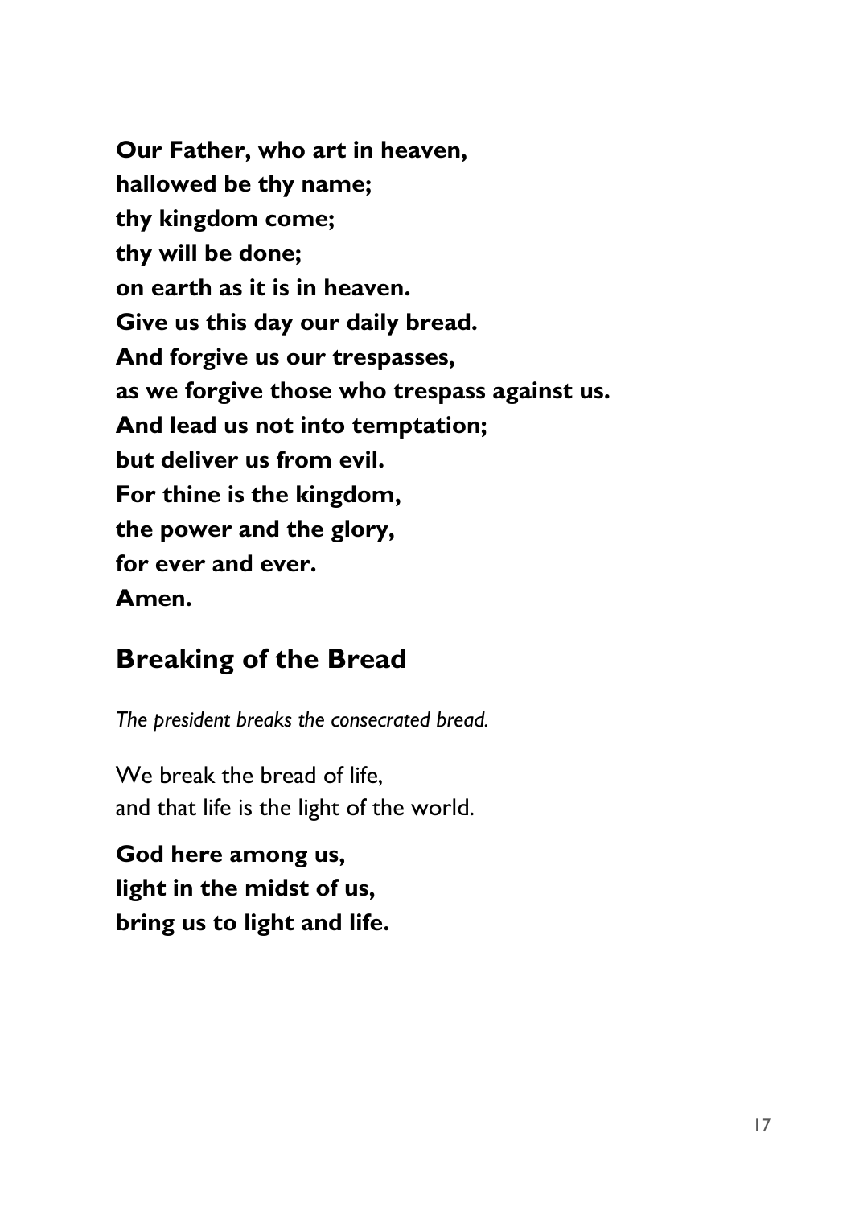**Our Father, who art in heaven,**
**hallowed be thy name;**
**thy kingdom come;**
**thy will be done;**
**on earth as it is in heaven.**
**Give us this day our daily bread.**
**And forgive us our trespasses,**
**as we forgive those who trespass against us.**
**And lead us not into temptation;**
**but deliver us from evil.**
**For thine is the kingdom,**
**the power and the glory,**
**for ever and ever.**
**Amen.**

## Breaking of the Bread

*The president breaks the consecrated bread.*

We break the bread of life,
and that life is the light of the world.

**God here among us,**
**light in the midst of us,**
**bring us to light and life.**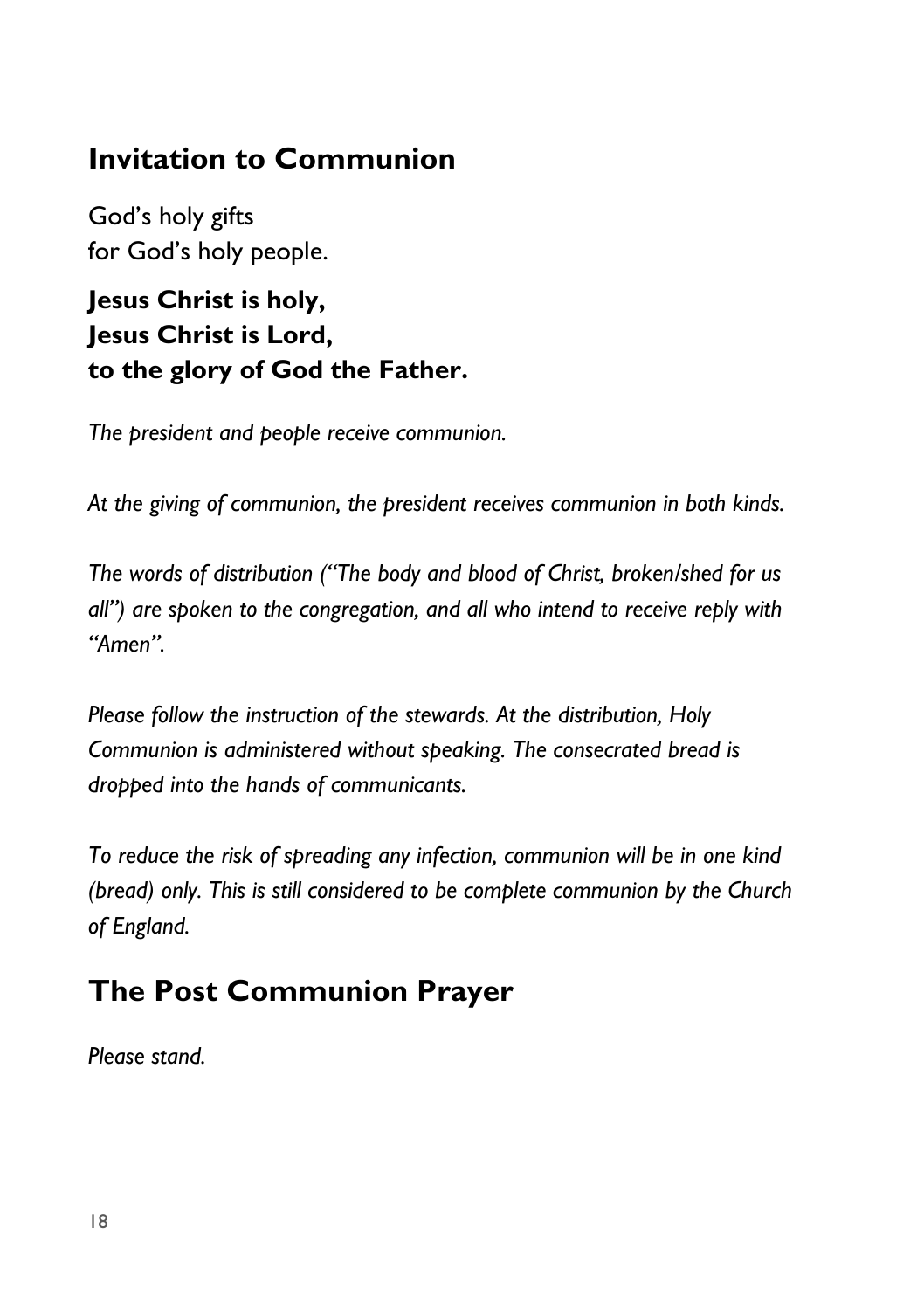## Invitation to Communion

God's holy gifts
for God's holy people.

**Jesus Christ is holy,**
**Jesus Christ is Lord,**
**to the glory of God the Father.**

*The president and people receive communion.*

*At the giving of communion, the president receives communion in both kinds.*

*The words of distribution ("The body and blood of Christ, broken/shed for us all") are spoken to the congregation, and all who intend to receive reply with "Amen".*

*Please follow the instruction of the stewards. At the distribution, Holy Communion is administered without speaking. The consecrated bread is dropped into the hands of communicants.*

*To reduce the risk of spreading any infection, communion will be in one kind (bread) only. This is still considered to be complete communion by the Church of England.*

## The Post Communion Prayer

*Please stand.*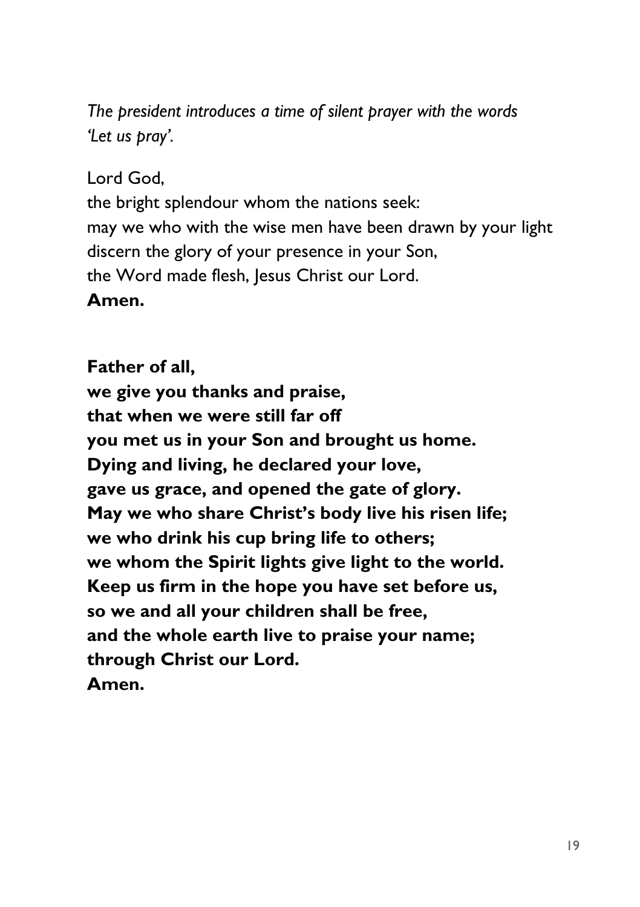*The president introduces a time of silent prayer with the words 'Let us pray'.*

Lord God,  
the bright splendour whom the nations seek:  
may we who with the wise men have been drawn by your light  
discern the glory of your presence in your Son,  
the Word made flesh, Jesus Christ our Lord.  
**Amen.**

**Father of all,**  
**we give you thanks and praise,**  
**that when we were still far off**  
**you met us in your Son and brought us home.**  
**Dying and living, he declared your love,**  
**gave us grace, and opened the gate of glory.**  
**May we who share Christ's body live his risen life;**  
**we who drink his cup bring life to others;**  
**we whom the Spirit lights give light to the world.**  
**Keep us firm in the hope you have set before us,**  
**so we and all your children shall be free,**  
**and the whole earth live to praise your name;**  
**through Christ our Lord.**  
**Amen.**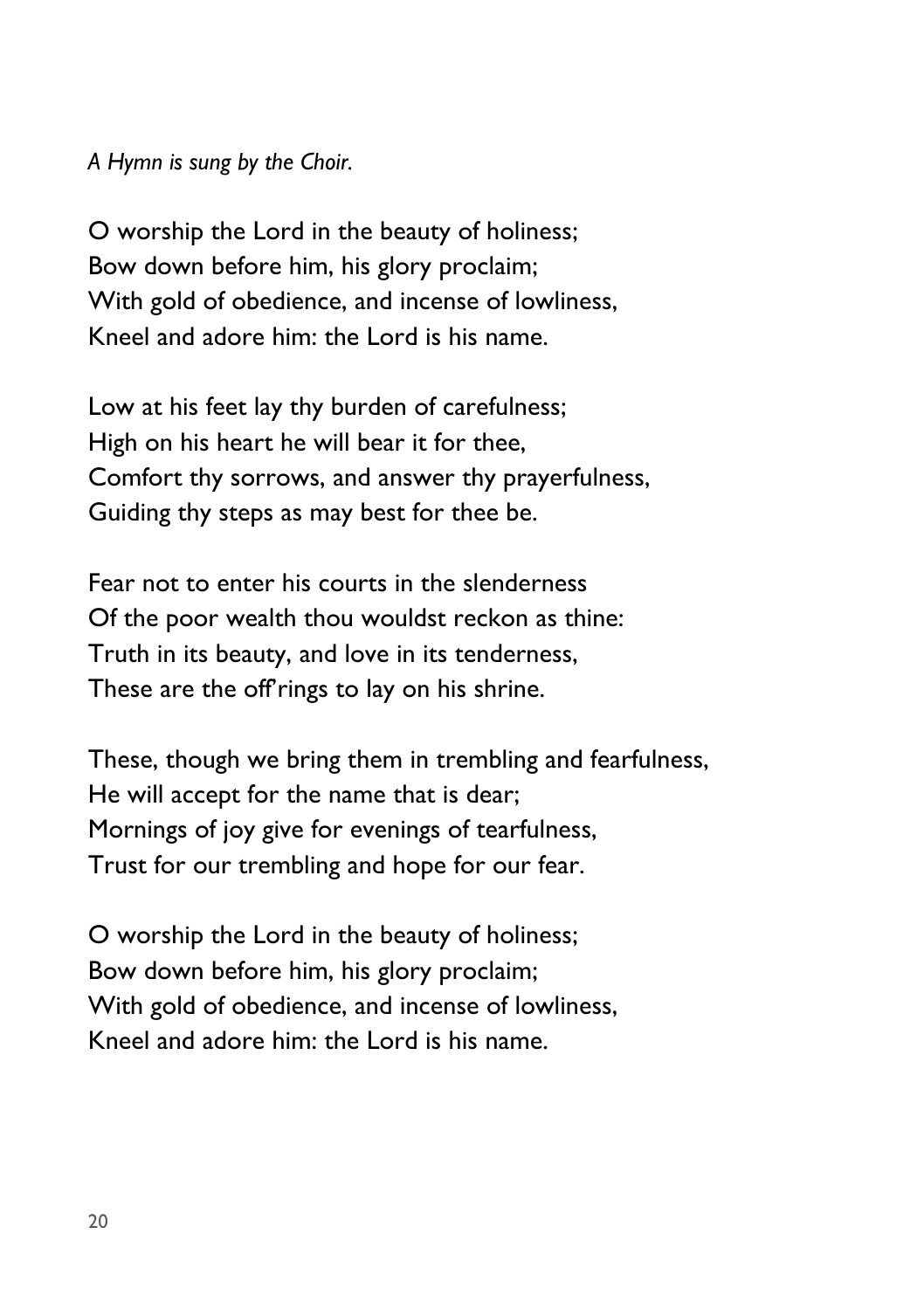*A Hymn is sung by the Choir.*

O worship the Lord in the beauty of holiness;
Bow down before him, his glory proclaim;
With gold of obedience, and incense of lowliness,
Kneel and adore him: the Lord is his name.

Low at his feet lay thy burden of carefulness;
High on his heart he will bear it for thee,
Comfort thy sorrows, and answer thy prayerfulness,
Guiding thy steps as may best for thee be.

Fear not to enter his courts in the slenderness
Of the poor wealth thou wouldst reckon as thine:
Truth in its beauty, and love in its tenderness,
These are the off'rings to lay on his shrine.

These, though we bring them in trembling and fearfulness,
He will accept for the name that is dear;
Mornings of joy give for evenings of tearfulness,
Trust for our trembling and hope for our fear.

O worship the Lord in the beauty of holiness;
Bow down before him, his glory proclaim;
With gold of obedience, and incense of lowliness,
Kneel and adore him: the Lord is his name.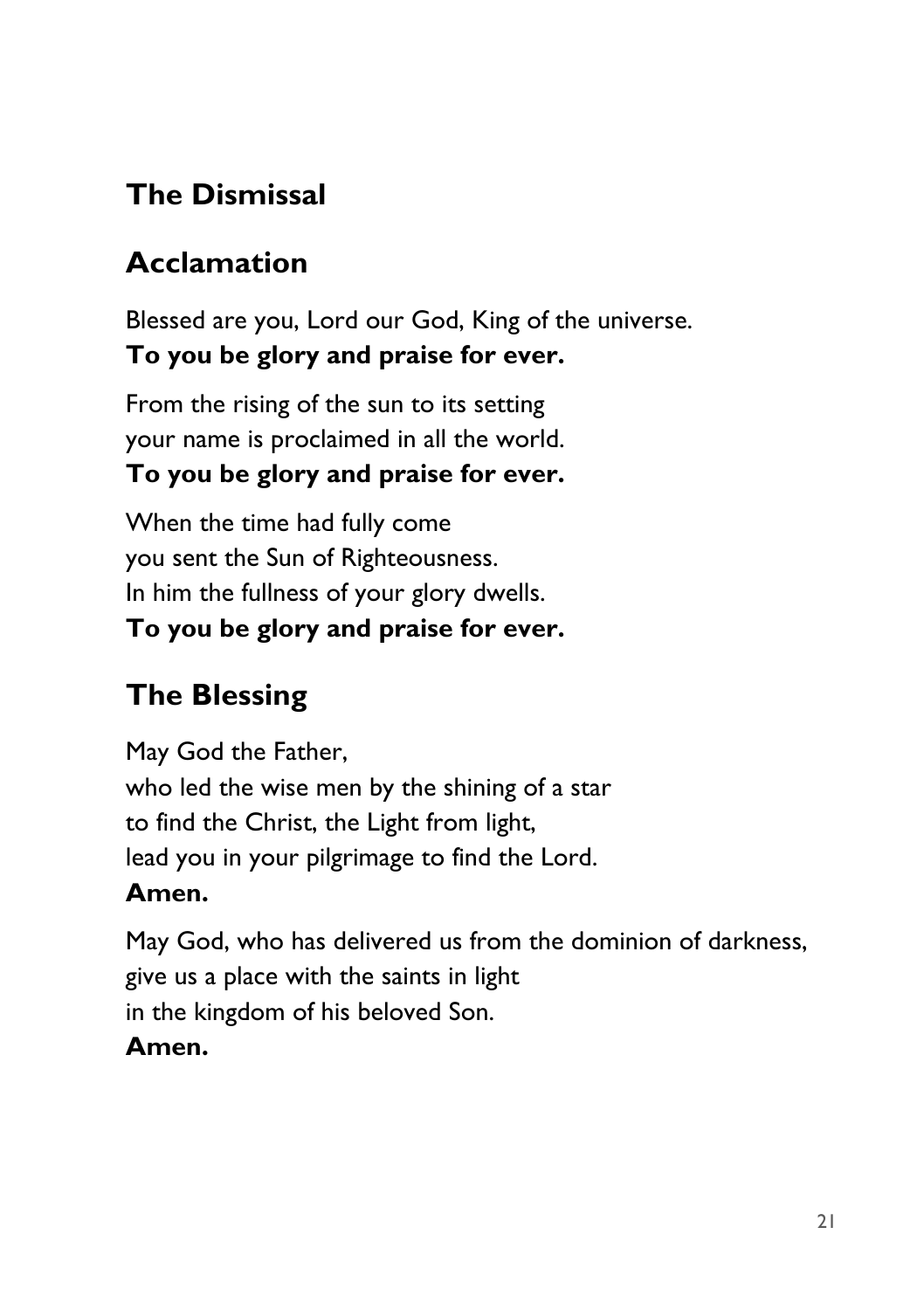## The Dismissal

## Acclamation

Blessed are you, Lord our God, King of the universe.
**To you be glory and praise for ever.**

From the rising of the sun to its setting
your name is proclaimed in all the world.
**To you be glory and praise for ever.**

When the time had fully come
you sent the Sun of Righteousness.
In him the fullness of your glory dwells.
**To you be glory and praise for ever.**

## The Blessing

May God the Father,
who led the wise men by the shining of a star
to find the Christ, the Light from light,
lead you in your pilgrimage to find the Lord.
**Amen.**

May God, who has delivered us from the dominion of darkness,
give us a place with the saints in light
in the kingdom of his beloved Son.
**Amen.**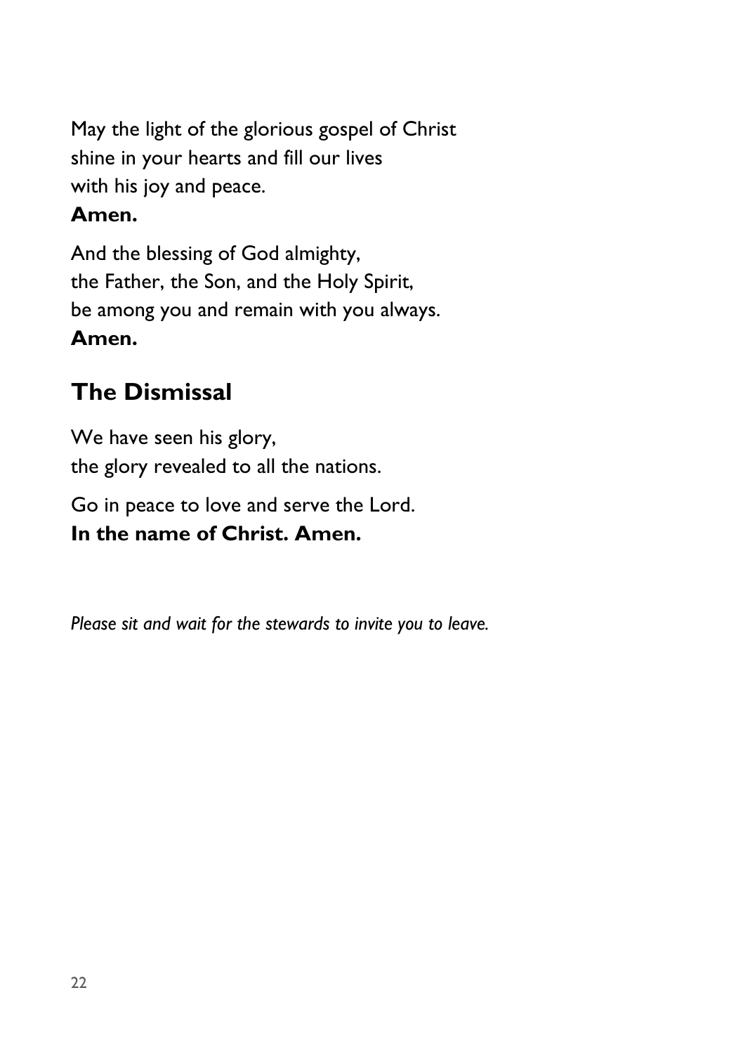May the light of the glorious gospel of Christ
shine in your hearts and fill our lives
with his joy and peace.
**Amen.**

And the blessing of God almighty,
the Father, the Son, and the Holy Spirit,
be among you and remain with you always.
**Amen.**

## The Dismissal

We have seen his glory,
the glory revealed to all the nations.

Go in peace to love and serve the Lord.
**In the name of Christ. Amen.**

*Please sit and wait for the stewards to invite you to leave.*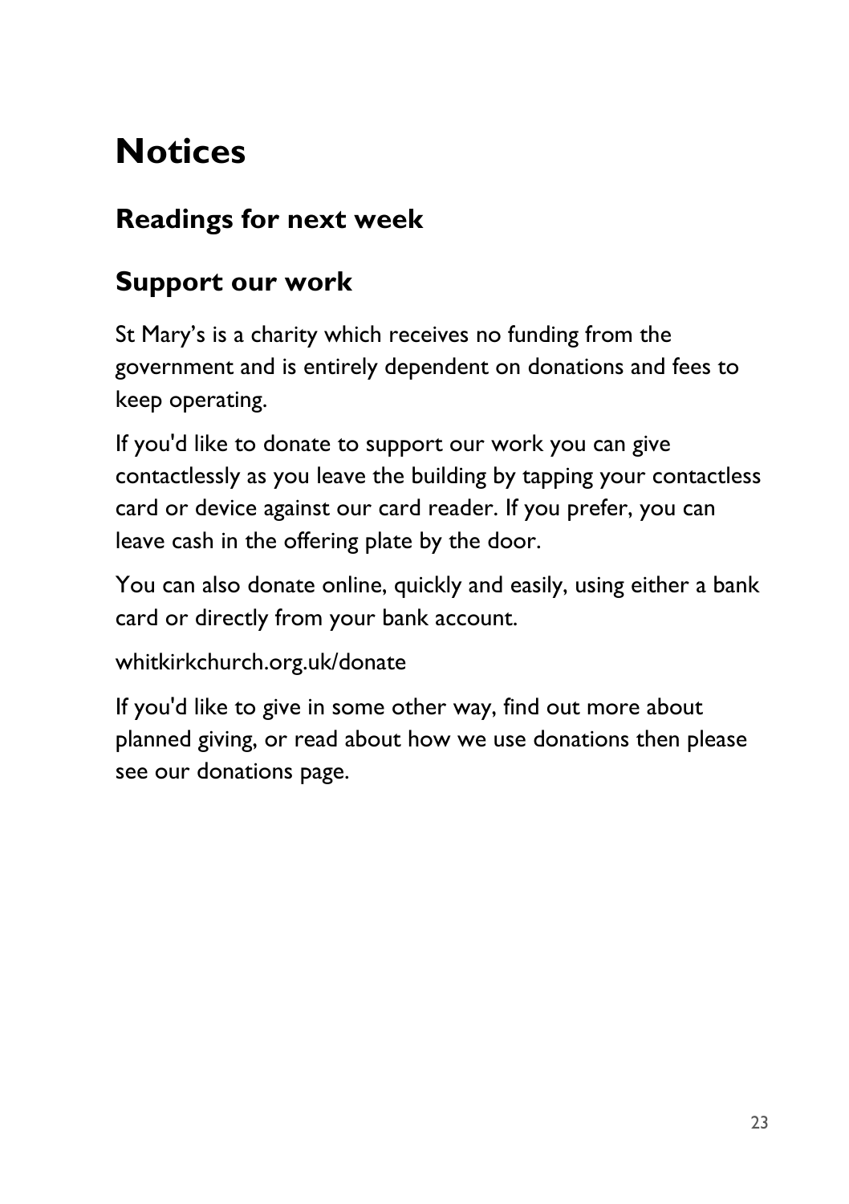# Notices

## Readings for next week

## Support our work

St Mary's is a charity which receives no funding from the government and is entirely dependent on donations and fees to keep operating.

If you'd like to donate to support our work you can give contactlessly as you leave the building by tapping your contactless card or device against our card reader. If you prefer, you can leave cash in the offering plate by the door.

You can also donate online, quickly and easily, using either a bank card or directly from your bank account.

whitkirkchurch.org.uk/donate

If you'd like to give in some other way, find out more about planned giving, or read about how we use donations then please see our donations page.